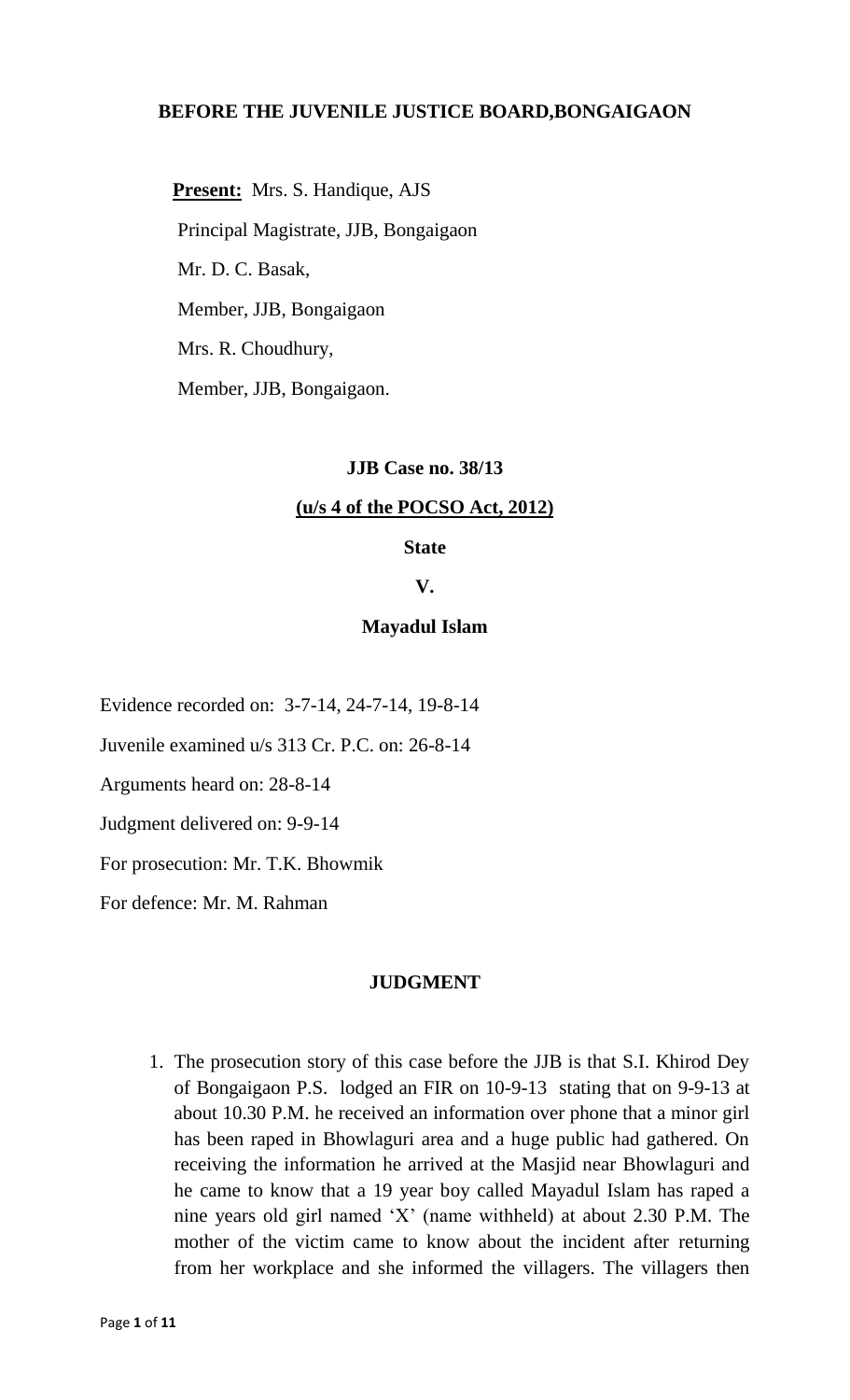**BEFORE THE JUVENILE JUSTICE BOARD,BONGAIGAON**

**Present:** Mrs. S. Handique, AJS

Principal Magistrate, JJB, Bongaigaon

Mr. D. C. Basak,

Member, JJB, Bongaigaon

Mrs. R. Choudhury,

Member, JJB, Bongaigaon.

**JJB Case no. 38/13**

**(u/s 4 of the POCSO Act, 2012)**

**State**

**V.**

**Mayadul Islam**

Evidence recorded on: 3-7-14, 24-7-14, 19-8-14

Juvenile examined u/s 313 Cr. P.C. on: 26-8-14

Arguments heard on: 28-8-14

Judgment delivered on: 9-9-14

For prosecution: Mr. T.K. Bhowmik

For defence: Mr. M. Rahman

**JUDGMENT**

1. The prosecution story of this case before the JJB is that S.I. Khirod Dey of Bongaigaon P.S. lodged an FIR on 10-9-13 stating that on 9-9-13 at about 10.30 P.M. he received an information over phone that a minor girl has been raped in Bhowlaguri area and a huge public had gathered. On receiving the information he arrived at the Masjid near Bhowlaguri and he came to know that a 19 year boy called Mayadul Islam has raped a nine years old girl named 'X' (name withheld) at about 2.30 P.M. The mother of the victim came to know about the incident after returning from her workplace and she informed the villagers. The villagers then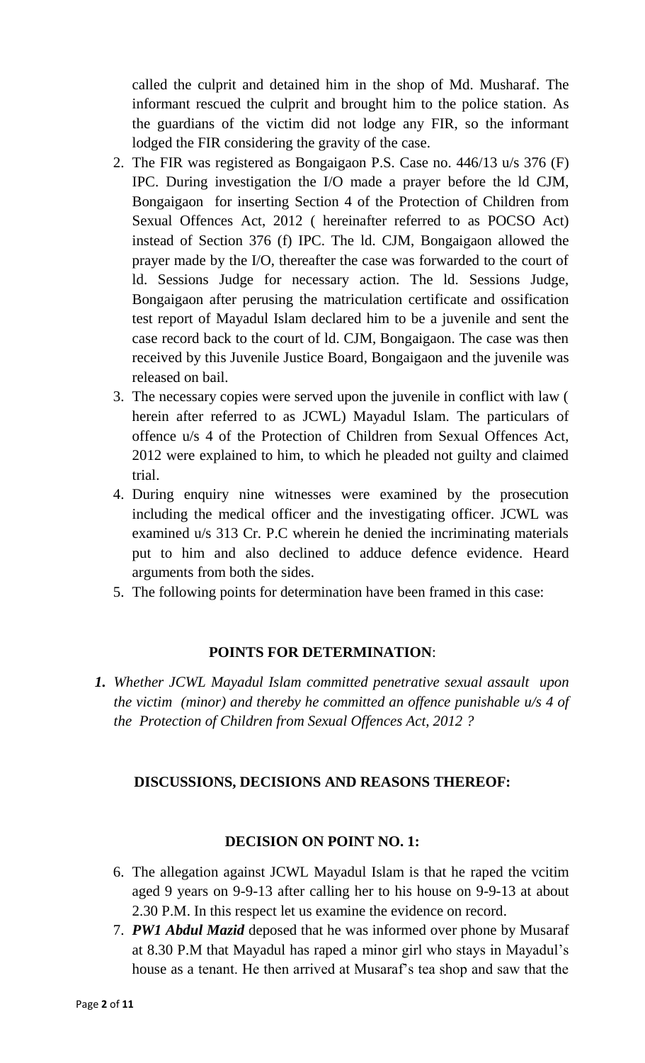called the culprit and detained him in the shop of Md. Musharaf. The informant rescued the culprit and brought him to the police station. As the guardians of the victim did not lodge any FIR, so the informant lodged the FIR considering the gravity of the case.

2. The FIR was registered as Bongaigaon P.S. Case no. 446/13 u/s 376 (F) IPC. During investigation the I/O made a prayer before the ld CJM, Bongaigaon for inserting Section 4 of the Protection of Children from Sexual Offences Act, 2012 ( hereinafter referred to as POCSO Act) instead of Section 376 (f) IPC. The ld. CJM, Bongaigaon allowed the prayer made by the I/O, thereafter the case was forwarded to the court of ld. Sessions Judge for necessary action. The ld. Sessions Judge, Bongaigaon after perusing the matriculation certificate and ossification test report of Mayadul Islam declared him to be a juvenile and sent the case record back to the court of ld. CJM, Bongaigaon. The case was then received by this Juvenile Justice Board, Bongaigaon and the juvenile was released on bail.
3. The necessary copies were served upon the juvenile in conflict with law ( herein after referred to as JCWL) Mayadul Islam. The particulars of offence u/s 4 of the Protection of Children from Sexual Offences Act, 2012 were explained to him, to which he pleaded not guilty and claimed trial.
4. During enquiry nine witnesses were examined by the prosecution including the medical officer and the investigating officer. JCWL was examined u/s 313 Cr. P.C wherein he denied the incriminating materials put to him and also declined to adduce defence evidence. Heard arguments from both the sides.
5. The following points for determination have been framed in this case:

**POINTS FOR DETERMINATION**:

***1. Whether JCWL Mayadul Islam committed penetrative sexual assault upon the victim (minor) and thereby he committed an offence punishable u/s 4 of the Protection of Children from Sexual Offences Act, 2012 ?***

**DISCUSSIONS, DECISIONS AND REASONS THEREOF:**

**DECISION ON POINT NO. 1:**

6. The allegation against JCWL Mayadul Islam is that he raped the vcitim aged 9 years on 9-9-13 after calling her to his house on 9-9-13 at about 2.30 P.M. In this respect let us examine the evidence on record.
7. ***PW1 Abdul Mazid*** deposed that he was informed over phone by Musaraf at 8.30 P.M that Mayadul has raped a minor girl who stays in Mayadul's house as a tenant. He then arrived at Musaraf's tea shop and saw that the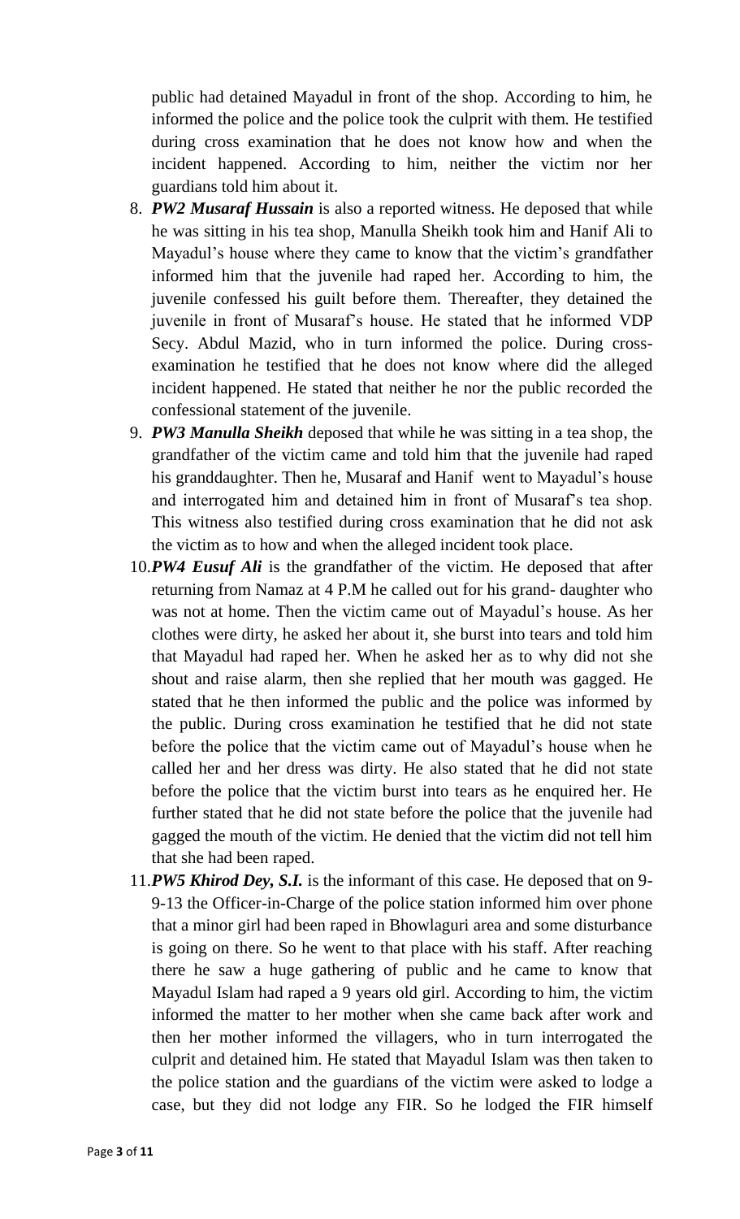public had detained Mayadul in front of the shop. According to him, he informed the police and the police took the culprit with them. He testified during cross examination that he does not know how and when the incident happened. According to him, neither the victim nor her guardians told him about it.

8. ***PW2 Musaraf Hussain*** is also a reported witness. He deposed that while he was sitting in his tea shop, Manulla Sheikh took him and Hanif Ali to Mayadul's house where they came to know that the victim's grandfather informed him that the juvenile had raped her. According to him, the juvenile confessed his guilt before them. Thereafter, they detained the juvenile in front of Musaraf's house. He stated that he informed VDP Secy. Abdul Mazid, who in turn informed the police. During cross-examination he testified that he does not know where did the alleged incident happened. He stated that neither he nor the public recorded the confessional statement of the juvenile.
9. ***PW3 Manulla Sheikh*** deposed that while he was sitting in a tea shop, the grandfather of the victim came and told him that the juvenile had raped his granddaughter. Then he, Musaraf and Hanif went to Mayadul's house and interrogated him and detained him in front of Musaraf's tea shop. This witness also testified during cross examination that he did not ask the victim as to how and when the alleged incident took place.
10. ***PW4 Eusuf Ali*** is the grandfather of the victim. He deposed that after returning from Namaz at 4 P.M he called out for his grand- daughter who was not at home. Then the victim came out of Mayadul's house. As her clothes were dirty, he asked her about it, she burst into tears and told him that Mayadul had raped her. When he asked her as to why did not she shout and raise alarm, then she replied that her mouth was gagged. He stated that he then informed the public and the police was informed by the public. During cross examination he testified that he did not state before the police that the victim came out of Mayadul's house when he called her and her dress was dirty. He also stated that he did not state before the police that the victim burst into tears as he enquired her. He further stated that he did not state before the police that the juvenile had gagged the mouth of the victim. He denied that the victim did not tell him that she had been raped.
11. ***PW5 Khirod Dey, S.I.*** is the informant of this case. He deposed that on 9-9-13 the Officer-in-Charge of the police station informed him over phone that a minor girl had been raped in Bhowlaguri area and some disturbance is going on there. So he went to that place with his staff. After reaching there he saw a huge gathering of public and he came to know that Mayadul Islam had raped a 9 years old girl. According to him, the victim informed the matter to her mother when she came back after work and then her mother informed the villagers, who in turn interrogated the culprit and detained him. He stated that Mayadul Islam was then taken to the police station and the guardians of the victim were asked to lodge a case, but they did not lodge any FIR. So he lodged the FIR himself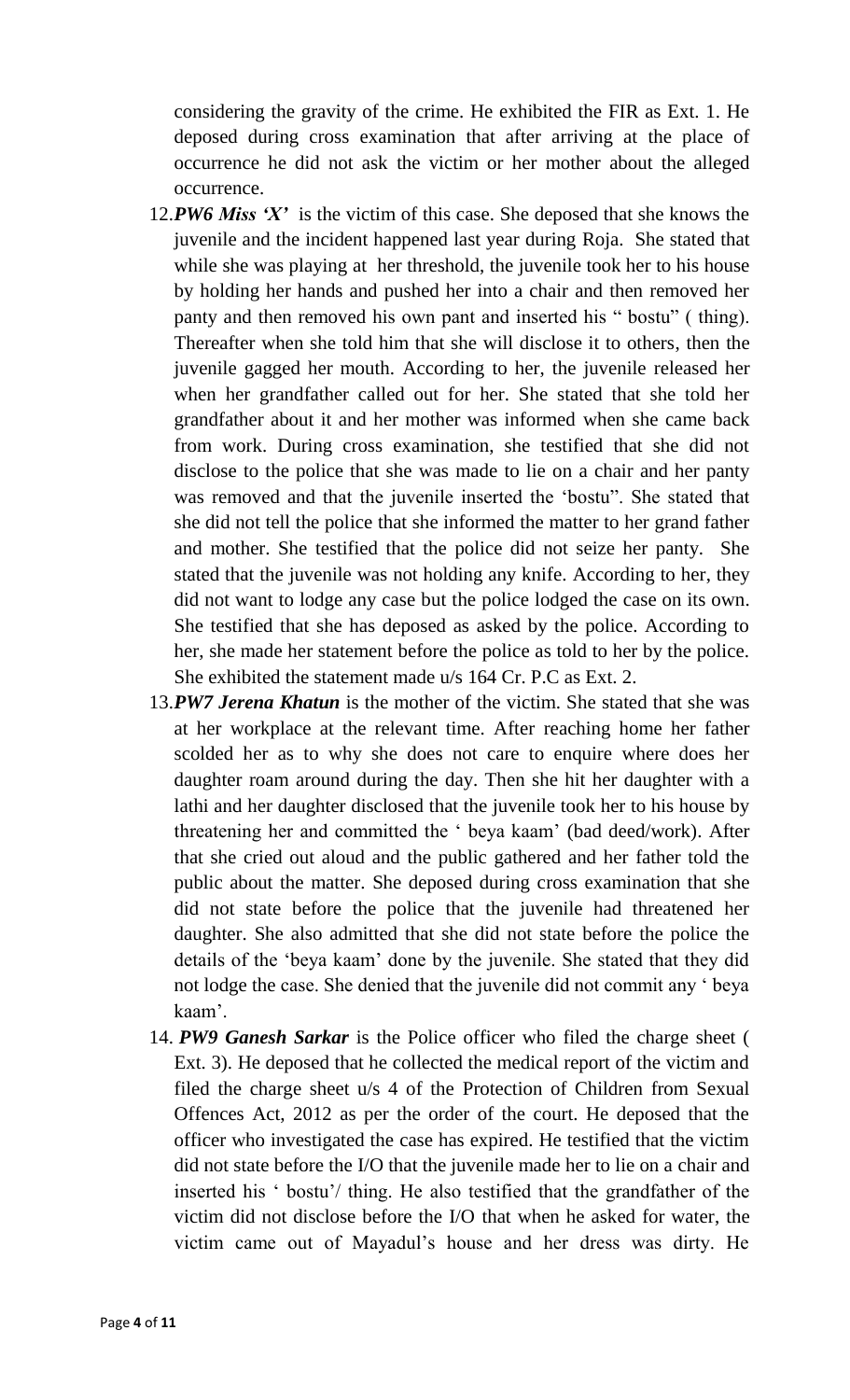considering the gravity of the crime. He exhibited the FIR as Ext. 1. He deposed during cross examination that after arriving at the place of occurrence he did not ask the victim or her mother about the alleged occurrence.

12. ***PW6 Miss 'X'*** is the victim of this case. She deposed that she knows the juvenile and the incident happened last year during Roja. She stated that while she was playing at her threshold, the juvenile took her to his house by holding her hands and pushed her into a chair and then removed her panty and then removed his own pant and inserted his " bostu" ( thing). Thereafter when she told him that she will disclose it to others, then the juvenile gagged her mouth. According to her, the juvenile released her when her grandfather called out for her. She stated that she told her grandfather about it and her mother was informed when she came back from work. During cross examination, she testified that she did not disclose to the police that she was made to lie on a chair and her panty was removed and that the juvenile inserted the 'bostu". She stated that she did not tell the police that she informed the matter to her grand father and mother. She testified that the police did not seize her panty. She stated that the juvenile was not holding any knife. According to her, they did not want to lodge any case but the police lodged the case on its own. She testified that she has deposed as asked by the police. According to her, she made her statement before the police as told to her by the police. She exhibited the statement made u/s 164 Cr. P.C as Ext. 2.

13. ***PW7 Jerena Khatun*** is the mother of the victim. She stated that she was at her workplace at the relevant time. After reaching home her father scolded her as to why she does not care to enquire where does her daughter roam around during the day. Then she hit her daughter with a lathi and her daughter disclosed that the juvenile took her to his house by threatening her and committed the ' beya kaam' (bad deed/work). After that she cried out aloud and the public gathered and her father told the public about the matter. She deposed during cross examination that she did not state before the police that the juvenile had threatened her daughter. She also admitted that she did not state before the police the details of the 'beya kaam' done by the juvenile. She stated that they did not lodge the case. She denied that the juvenile did not commit any ' beya kaam'.

14. ***PW9 Ganesh Sarkar*** is the Police officer who filed the charge sheet ( Ext. 3). He deposed that he collected the medical report of the victim and filed the charge sheet u/s 4 of the Protection of Children from Sexual Offences Act, 2012 as per the order of the court. He deposed that the officer who investigated the case has expired. He testified that the victim did not state before the I/O that the juvenile made her to lie on a chair and inserted his ' bostu'/ thing. He also testified that the grandfather of the victim did not disclose before the I/O that when he asked for water, the victim came out of Mayadul's house and her dress was dirty. He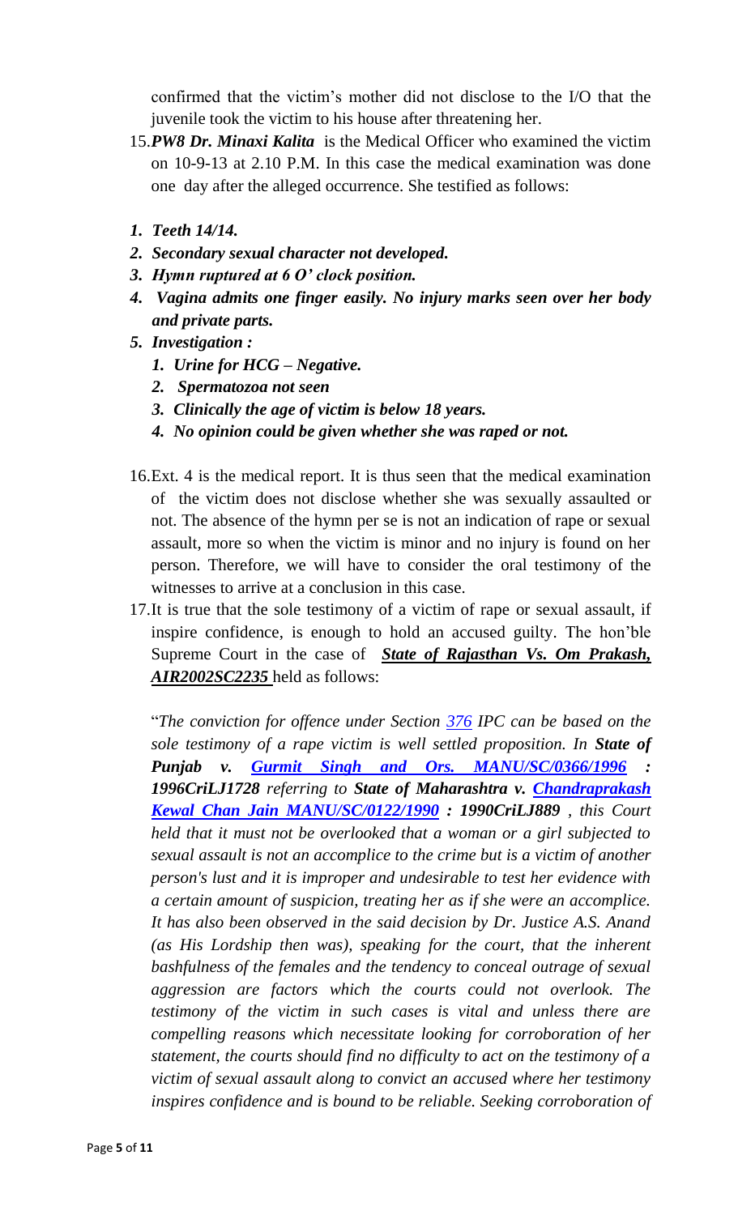confirmed that the victim's mother did not disclose to the I/O that the juvenile took the victim to his house after threatening her.

15. ***PW8 Dr. Minaxi Kalita*** is the Medical Officer who examined the victim on 10-9-13 at 2.10 P.M. In this case the medical examination was done one day after the alleged occurrence. She testified as follows:

1. ***Teeth 14/14.***
2. ***Secondary sexual character not developed.***
3. ***Hymn ruptured at 6 O' clock position.***
4. ***Vagina admits one finger easily. No injury marks seen over her body and private parts.***
5. ***Investigation :***
   1. ***Urine for HCG – Negative.***
   2. ***Spermatozoa not seen***
   3. ***Clinically the age of victim is below 18 years.***
   4. ***No opinion could be given whether she was raped or not.***

16. Ext. 4 is the medical report. It is thus seen that the medical examination of the victim does not disclose whether she was sexually assaulted or not. The absence of the hymn per se is not an indication of rape or sexual assault, more so when the victim is minor and no injury is found on her person. Therefore, we will have to consider the oral testimony of the witnesses to arrive at a conclusion in this case.

17. It is true that the sole testimony of a victim of rape or sexual assault, if inspire confidence, is enough to hold an accused guilty. The hon'ble Supreme Court in the case of ***State of Rajasthan Vs. Om Prakash, AIR2002SC2235*** held as follows:

"*The conviction for offence under Section 376 IPC can be based on the sole testimony of a rape victim is well settled proposition. In **State of Punjab v. Gurmit Singh and Ors. MANU/SC/0366/1996 : 1996CriLJ1728** referring to **State of Maharashtra v. Chandraprakash Kewal Chan Jain MANU/SC/0122/1990 : 1990CriLJ889** , this Court held that it must not be overlooked that a woman or a girl subjected to sexual assault is not an accomplice to the crime but is a victim of another person's lust and it is improper and undesirable to test her evidence with a certain amount of suspicion, treating her as if she were an accomplice. It has also been observed in the said decision by Dr. Justice A.S. Anand (as His Lordship then was), speaking for the court, that the inherent bashfulness of the females and the tendency to conceal outrage of sexual aggression are factors which the courts could not overlook. The testimony of the victim in such cases is vital and unless there are compelling reasons which necessitate looking for corroboration of her statement, the courts should find no difficulty to act on the testimony of a victim of sexual assault along to convict an accused where her testimony inspires confidence and is bound to be reliable. Seeking corroboration of*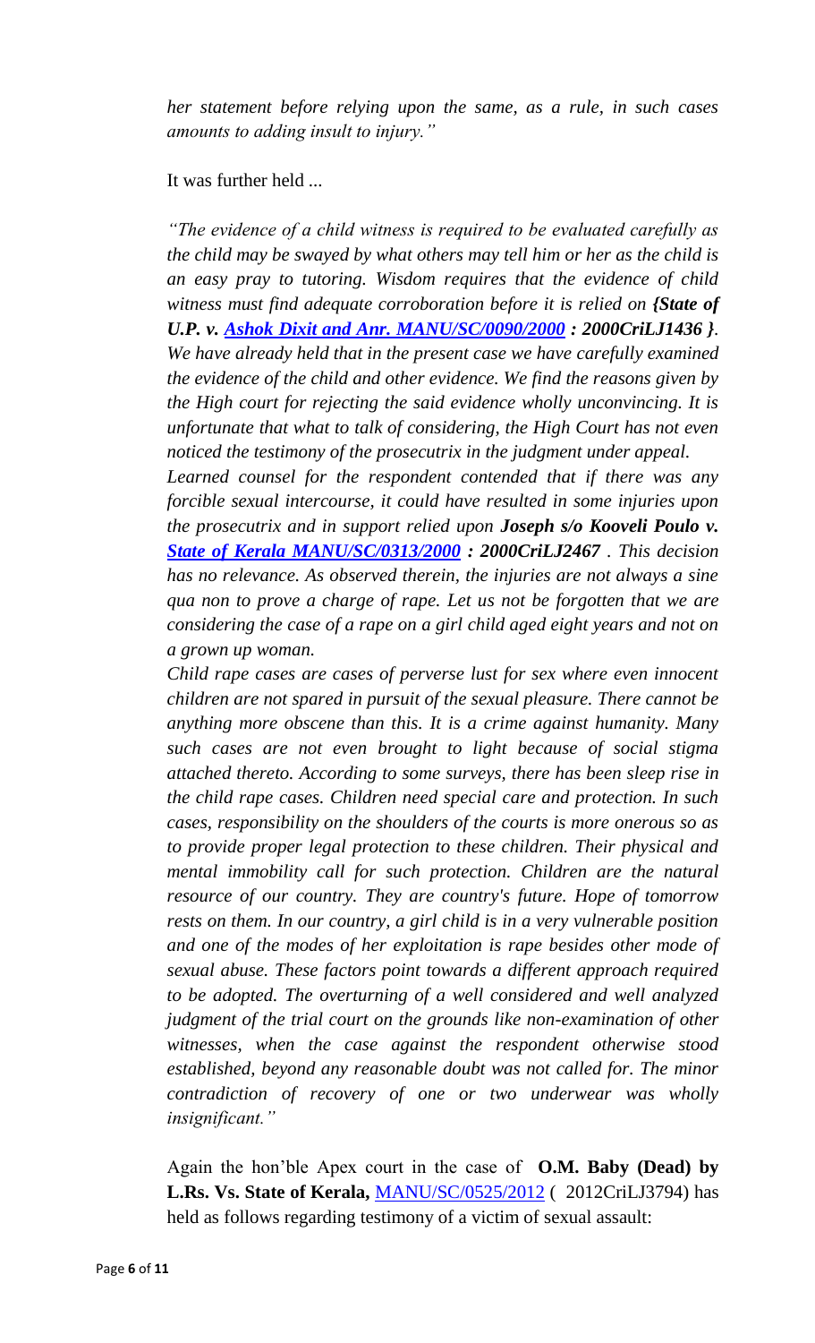*her statement before relying upon the same, as a rule, in such cases amounts to adding insult to injury."*

It was further held ...

*"The evidence of a child witness is required to be evaluated carefully as the child may be swayed by what others may tell him or her as the child is an easy pray to tutoring. Wisdom requires that the evidence of child witness must find adequate corroboration before it is relied on **{State of U.P. v. Ashok Dixit and Anr. MANU/SC/0090/2000 : 2000CriLJ1436 }**. We have already held that in the present case we have carefully examined the evidence of the child and other evidence. We find the reasons given by the High court for rejecting the said evidence wholly unconvincing. It is unfortunate that what to talk of considering, the High Court has not even noticed the testimony of the prosecutrix in the judgment under appeal.*

*Learned counsel for the respondent contended that if there was any forcible sexual intercourse, it could have resulted in some injuries upon the prosecutrix and in support relied upon **Joseph s/o Kooveli Poulo v. State of Kerala MANU/SC/0313/2000 : 2000CriLJ2467** . This decision has no relevance. As observed therein, the injuries are not always a sine qua non to prove a charge of rape. Let us not be forgotten that we are considering the case of a rape on a girl child aged eight years and not on a grown up woman.*

*Child rape cases are cases of perverse lust for sex where even innocent children are not spared in pursuit of the sexual pleasure. There cannot be anything more obscene than this. It is a crime against humanity. Many such cases are not even brought to light because of social stigma attached thereto. According to some surveys, there has been sleep rise in the child rape cases. Children need special care and protection. In such cases, responsibility on the shoulders of the courts is more onerous so as to provide proper legal protection to these children. Their physical and mental immobility call for such protection. Children are the natural resource of our country. They are country's future. Hope of tomorrow rests on them. In our country, a girl child is in a very vulnerable position and one of the modes of her exploitation is rape besides other mode of sexual abuse. These factors point towards a different approach required to be adopted. The overturning of a well considered and well analyzed judgment of the trial court on the grounds like non-examination of other witnesses, when the case against the respondent otherwise stood established, beyond any reasonable doubt was not called for. The minor contradiction of recovery of one or two underwear was wholly insignificant."*

Again the hon'ble Apex court in the case of **O.M. Baby (Dead) by L.Rs. Vs. State of Kerala,** MANU/SC/0525/2012 ( 2012CriLJ3794) has held as follows regarding testimony of a victim of sexual assault: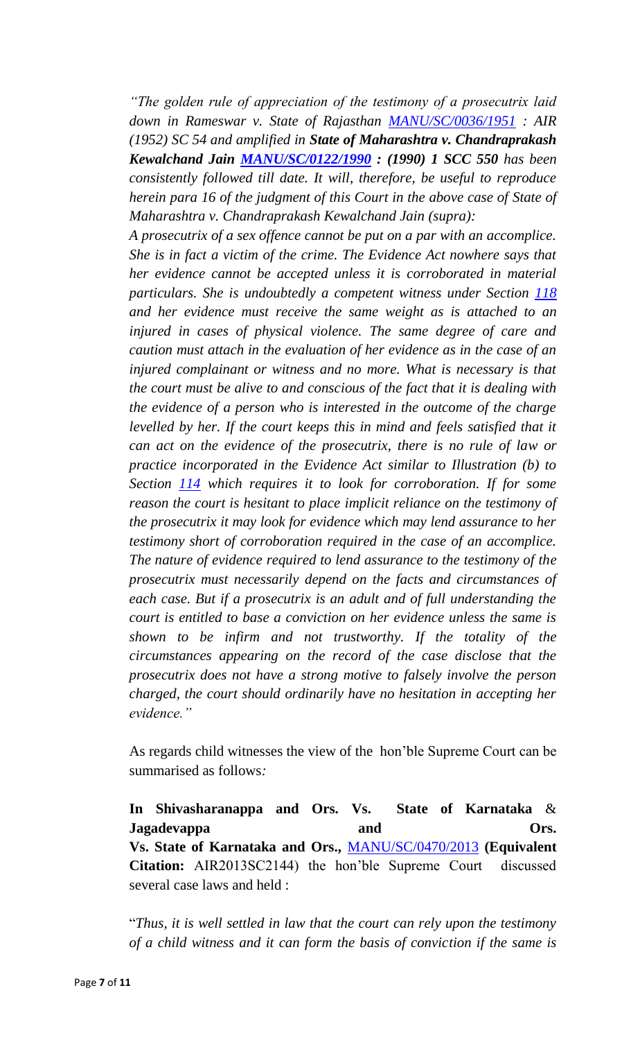*"The golden rule of appreciation of the testimony of a prosecutrix laid down in Rameswar v. State of Rajasthan MANU/SC/0036/1951 : AIR (1952) SC 54 and amplified in* ***State of Maharashtra v. Chandraprakash Kewalchand Jain MANU/SC/0122/1990 : (1990) 1 SCC 550*** *has been consistently followed till date. It will, therefore, be useful to reproduce herein para 16 of the judgment of this Court in the above case of State of Maharashtra v. Chandraprakash Kewalchand Jain (supra):*

*A prosecutrix of a sex offence cannot be put on a par with an accomplice. She is in fact a victim of the crime. The Evidence Act nowhere says that her evidence cannot be accepted unless it is corroborated in material particulars. She is undoubtedly a competent witness under Section 118 and her evidence must receive the same weight as is attached to an injured in cases of physical violence. The same degree of care and caution must attach in the evaluation of her evidence as in the case of an injured complainant or witness and no more. What is necessary is that the court must be alive to and conscious of the fact that it is dealing with the evidence of a person who is interested in the outcome of the charge levelled by her. If the court keeps this in mind and feels satisfied that it can act on the evidence of the prosecutrix, there is no rule of law or practice incorporated in the Evidence Act similar to Illustration (b) to Section 114 which requires it to look for corroboration. If for some reason the court is hesitant to place implicit reliance on the testimony of the prosecutrix it may look for evidence which may lend assurance to her testimony short of corroboration required in the case of an accomplice. The nature of evidence required to lend assurance to the testimony of the prosecutrix must necessarily depend on the facts and circumstances of each case. But if a prosecutrix is an adult and of full understanding the court is entitled to base a conviction on her evidence unless the same is shown to be infirm and not trustworthy. If the totality of the circumstances appearing on the record of the case disclose that the prosecutrix does not have a strong motive to falsely involve the person charged, the court should ordinarily have no hesitation in accepting her evidence."*

As regards child witnesses the view of the hon'ble Supreme Court can be summarised as follows*:*

**In Shivasharanappa and Ors. Vs. State of Karnataka** & **Jagadevappa and Ors. Vs. State of Karnataka and Ors.,** MANU/SC/0470/2013 **(Equivalent Citation:** AIR2013SC2144) the hon'ble Supreme Court discussed several case laws and held :

"*Thus, it is well settled in law that the court can rely upon the testimony of a child witness and it can form the basis of conviction if the same is*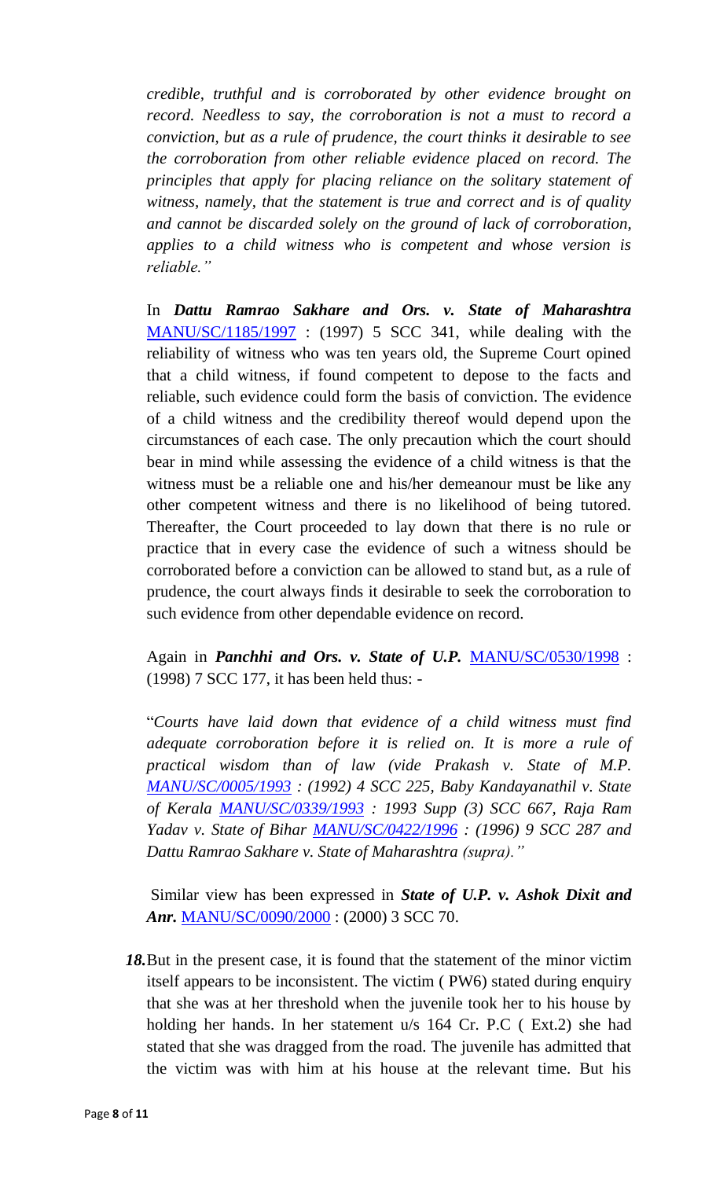*credible, truthful and is corroborated by other evidence brought on record. Needless to say, the corroboration is not a must to record a conviction, but as a rule of prudence, the court thinks it desirable to see the corroboration from other reliable evidence placed on record. The principles that apply for placing reliance on the solitary statement of witness, namely, that the statement is true and correct and is of quality and cannot be discarded solely on the ground of lack of corroboration, applies to a child witness who is competent and whose version is reliable."*

In ***Dattu Ramrao Sakhare and Ors. v. State of Maharashtra*** MANU/SC/1185/1997 : (1997) 5 SCC 341, while dealing with the reliability of witness who was ten years old, the Supreme Court opined that a child witness, if found competent to depose to the facts and reliable, such evidence could form the basis of conviction. The evidence of a child witness and the credibility thereof would depend upon the circumstances of each case. The only precaution which the court should bear in mind while assessing the evidence of a child witness is that the witness must be a reliable one and his/her demeanour must be like any other competent witness and there is no likelihood of being tutored. Thereafter, the Court proceeded to lay down that there is no rule or practice that in every case the evidence of such a witness should be corroborated before a conviction can be allowed to stand but, as a rule of prudence, the court always finds it desirable to seek the corroboration to such evidence from other dependable evidence on record.

Again in ***Panchhi and Ors. v. State of U.P.*** MANU/SC/0530/1998 : (1998) 7 SCC 177, it has been held thus: -

"*Courts have laid down that evidence of a child witness must find adequate corroboration before it is relied on. It is more a rule of practical wisdom than of law (vide Prakash v. State of M.P. MANU/SC/0005/1993 : (1992) 4 SCC 225, Baby Kandayanathil v. State of Kerala MANU/SC/0339/1993 : 1993 Supp (3) SCC 667, Raja Ram Yadav v. State of Bihar MANU/SC/0422/1996 : (1996) 9 SCC 287 and Dattu Ramrao Sakhare v. State of Maharashtra (supra)."*

Similar view has been expressed in ***State of U.P. v. Ashok Dixit and Anr.*** MANU/SC/0090/2000 : (2000) 3 SCC 70.

***18.*** But in the present case, it is found that the statement of the minor victim itself appears to be inconsistent. The victim ( PW6) stated during enquiry that she was at her threshold when the juvenile took her to his house by holding her hands. In her statement u/s 164 Cr. P.C ( Ext.2) she had stated that she was dragged from the road. The juvenile has admitted that the victim was with him at his house at the relevant time. But his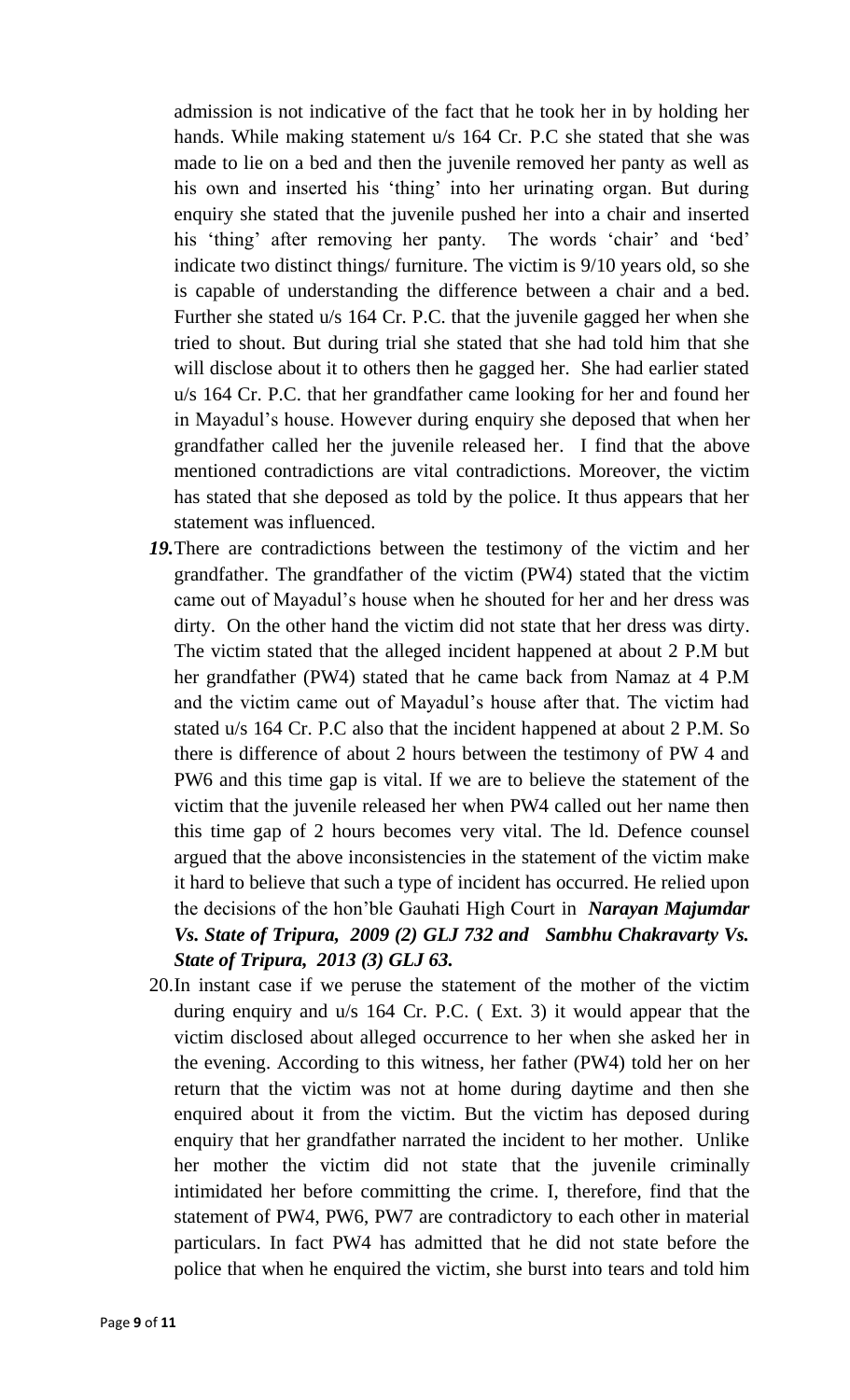admission is not indicative of the fact that he took her in by holding her hands. While making statement u/s 164 Cr. P.C she stated that she was made to lie on a bed and then the juvenile removed her panty as well as his own and inserted his 'thing' into her urinating organ. But during enquiry she stated that the juvenile pushed her into a chair and inserted his 'thing' after removing her panty. The words 'chair' and 'bed' indicate two distinct things/ furniture. The victim is 9/10 years old, so she is capable of understanding the difference between a chair and a bed. Further she stated u/s 164 Cr. P.C. that the juvenile gagged her when she tried to shout. But during trial she stated that she had told him that she will disclose about it to others then he gagged her. She had earlier stated u/s 164 Cr. P.C. that her grandfather came looking for her and found her in Mayadul's house. However during enquiry she deposed that when her grandfather called her the juvenile released her. I find that the above mentioned contradictions are vital contradictions. Moreover, the victim has stated that she deposed as told by the police. It thus appears that her statement was influenced.

***19.*** There are contradictions between the testimony of the victim and her grandfather. The grandfather of the victim (PW4) stated that the victim came out of Mayadul's house when he shouted for her and her dress was dirty. On the other hand the victim did not state that her dress was dirty. The victim stated that the alleged incident happened at about 2 P.M but her grandfather (PW4) stated that he came back from Namaz at 4 P.M and the victim came out of Mayadul's house after that. The victim had stated u/s 164 Cr. P.C also that the incident happened at about 2 P.M. So there is difference of about 2 hours between the testimony of PW 4 and PW6 and this time gap is vital. If we are to believe the statement of the victim that the juvenile released her when PW4 called out her name then this time gap of 2 hours becomes very vital. The ld. Defence counsel argued that the above inconsistencies in the statement of the victim make it hard to believe that such a type of incident has occurred. He relied upon the decisions of the hon'ble Gauhati High Court in ***Narayan Majumdar Vs. State of Tripura, 2009 (2) GLJ 732 and Sambhu Chakravarty Vs. State of Tripura, 2013 (3) GLJ 63.***

20. In instant case if we peruse the statement of the mother of the victim during enquiry and u/s 164 Cr. P.C. ( Ext. 3) it would appear that the victim disclosed about alleged occurrence to her when she asked her in the evening. According to this witness, her father (PW4) told her on her return that the victim was not at home during daytime and then she enquired about it from the victim. But the victim has deposed during enquiry that her grandfather narrated the incident to her mother. Unlike her mother the victim did not state that the juvenile criminally intimidated her before committing the crime. I, therefore, find that the statement of PW4, PW6, PW7 are contradictory to each other in material particulars. In fact PW4 has admitted that he did not state before the police that when he enquired the victim, she burst into tears and told him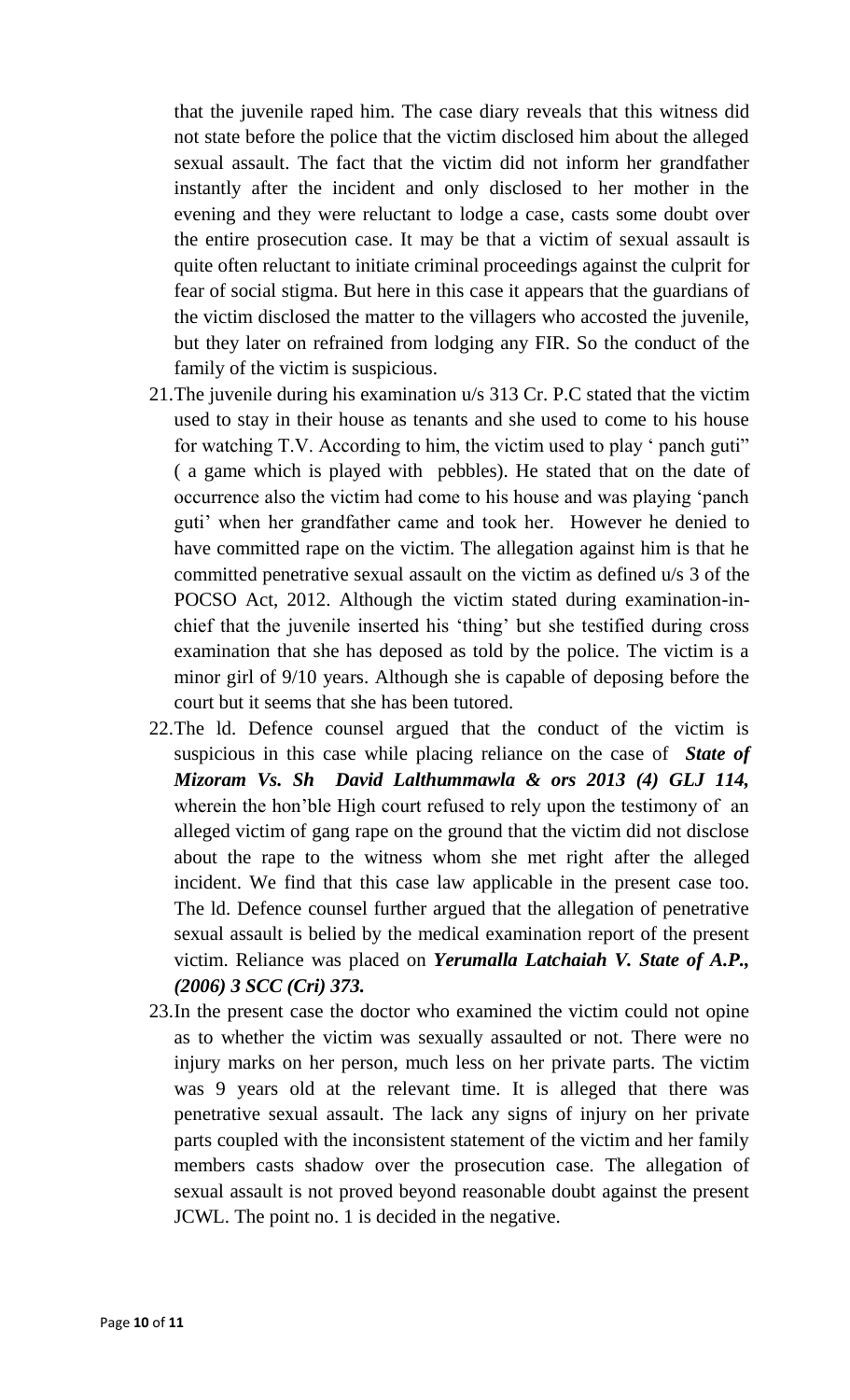that the juvenile raped him. The case diary reveals that this witness did not state before the police that the victim disclosed him about the alleged sexual assault. The fact that the victim did not inform her grandfather instantly after the incident and only disclosed to her mother in the evening and they were reluctant to lodge a case, casts some doubt over the entire prosecution case. It may be that a victim of sexual assault is quite often reluctant to initiate criminal proceedings against the culprit for fear of social stigma. But here in this case it appears that the guardians of the victim disclosed the matter to the villagers who accosted the juvenile, but they later on refrained from lodging any FIR. So the conduct of the family of the victim is suspicious.

21. The juvenile during his examination u/s 313 Cr. P.C stated that the victim used to stay in their house as tenants and she used to come to his house for watching T.V. According to him, the victim used to play ' panch guti" ( a game which is played with pebbles). He stated that on the date of occurrence also the victim had come to his house and was playing 'panch guti' when her grandfather came and took her. However he denied to have committed rape on the victim. The allegation against him is that he committed penetrative sexual assault on the victim as defined u/s 3 of the POCSO Act, 2012. Although the victim stated during examination-in-chief that the juvenile inserted his 'thing' but she testified during cross examination that she has deposed as told by the police. The victim is a minor girl of 9/10 years. Although she is capable of deposing before the court but it seems that she has been tutored.

22. The ld. Defence counsel argued that the conduct of the victim is suspicious in this case while placing reliance on the case of ***State of Mizoram Vs. Sh David Lalthummawla & ors 2013 (4) GLJ 114,*** wherein the hon'ble High court refused to rely upon the testimony of an alleged victim of gang rape on the ground that the victim did not disclose about the rape to the witness whom she met right after the alleged incident. We find that this case law applicable in the present case too. The ld. Defence counsel further argued that the allegation of penetrative sexual assault is belied by the medical examination report of the present victim. Reliance was placed on ***Yerumalla Latchaiah V. State of A.P., (2006) 3 SCC (Cri) 373.***

23. In the present case the doctor who examined the victim could not opine as to whether the victim was sexually assaulted or not. There were no injury marks on her person, much less on her private parts. The victim was 9 years old at the relevant time. It is alleged that there was penetrative sexual assault. The lack any signs of injury on her private parts coupled with the inconsistent statement of the victim and her family members casts shadow over the prosecution case. The allegation of sexual assault is not proved beyond reasonable doubt against the present JCWL. The point no. 1 is decided in the negative.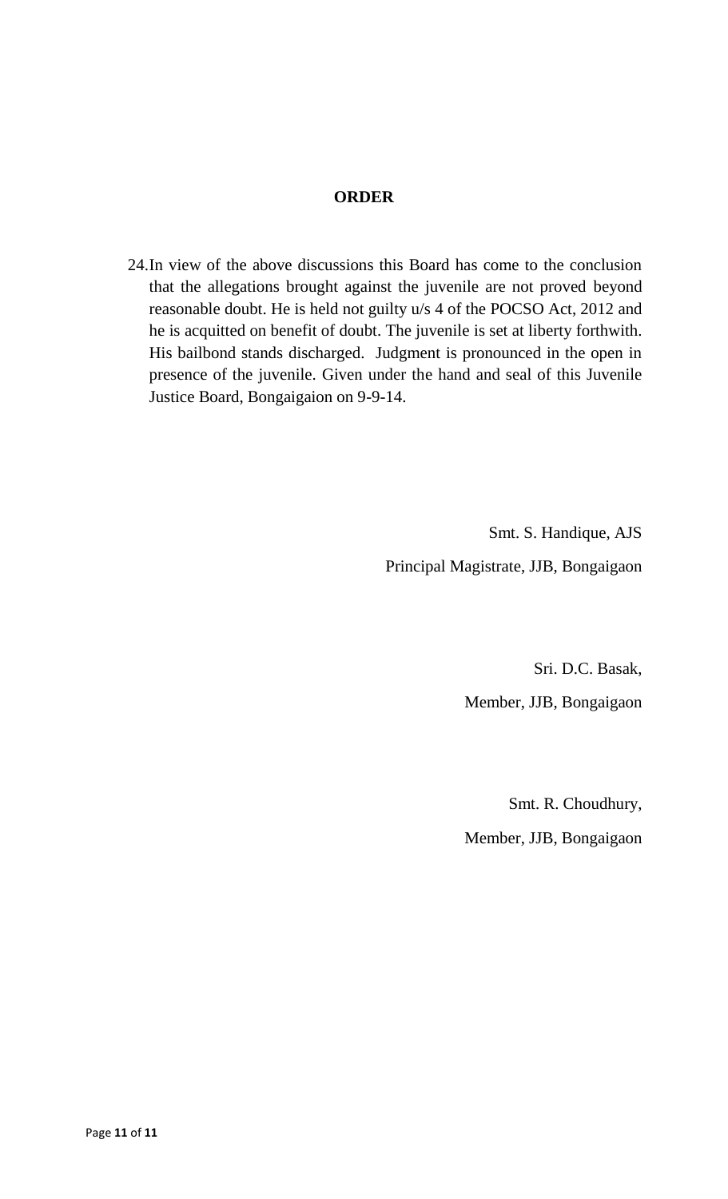**ORDER**

24. In view of the above discussions this Board has come to the conclusion that the allegations brought against the juvenile are not proved beyond reasonable doubt. He is held not guilty u/s 4 of the POCSO Act, 2012 and he is acquitted on benefit of doubt. The juvenile is set at liberty forthwith. His bailbond stands discharged. Judgment is pronounced in the open in presence of the juvenile. Given under the hand and seal of this Juvenile Justice Board, Bongaigaion on 9-9-14.

Smt. S. Handique, AJS

Principal Magistrate, JJB, Bongaigaon

Sri. D.C. Basak,

Member, JJB, Bongaigaon

Smt. R. Choudhury,

Member, JJB, Bongaigaon